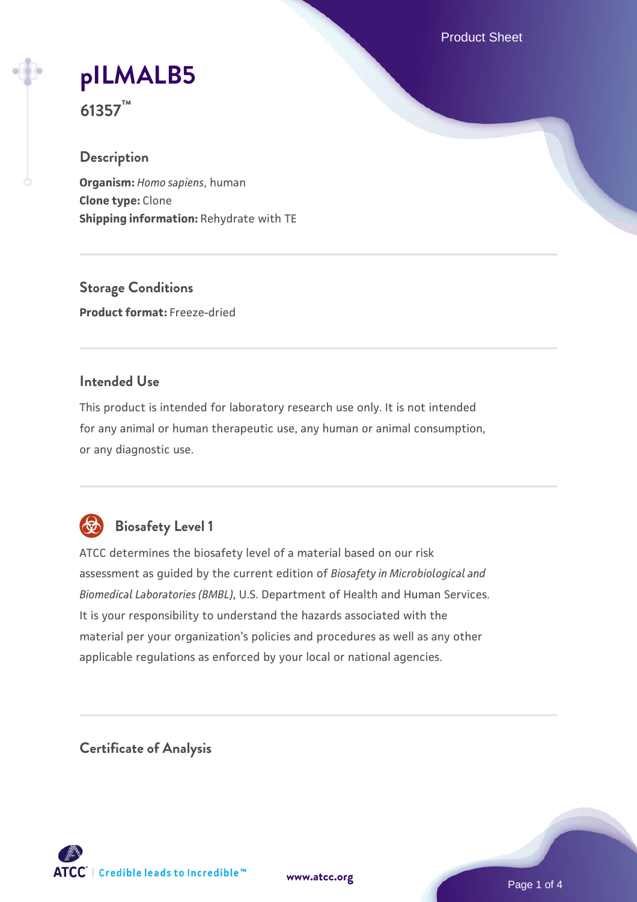# pILMALB5

**61357™**

## Description

**Organism:** *Homo sapiens*, human
**Clone type:** Clone
**Shipping information:** Rehydrate with TE

## Storage Conditions

**Product format:** Freeze-dried

## Intended Use

This product is intended for laboratory research use only. It is not intended for any animal or human therapeutic use, any human or animal consumption, or any diagnostic use.

## Biosafety Level 1

ATCC determines the biosafety level of a material based on our risk assessment as guided by the current edition of *Biosafety in Microbiological and Biomedical Laboratories (BMBL)*, U.S. Department of Health and Human Services. It is your responsibility to understand the hazards associated with the material per your organization's policies and procedures as well as any other applicable regulations as enforced by your local or national agencies.

## Certificate of Analysis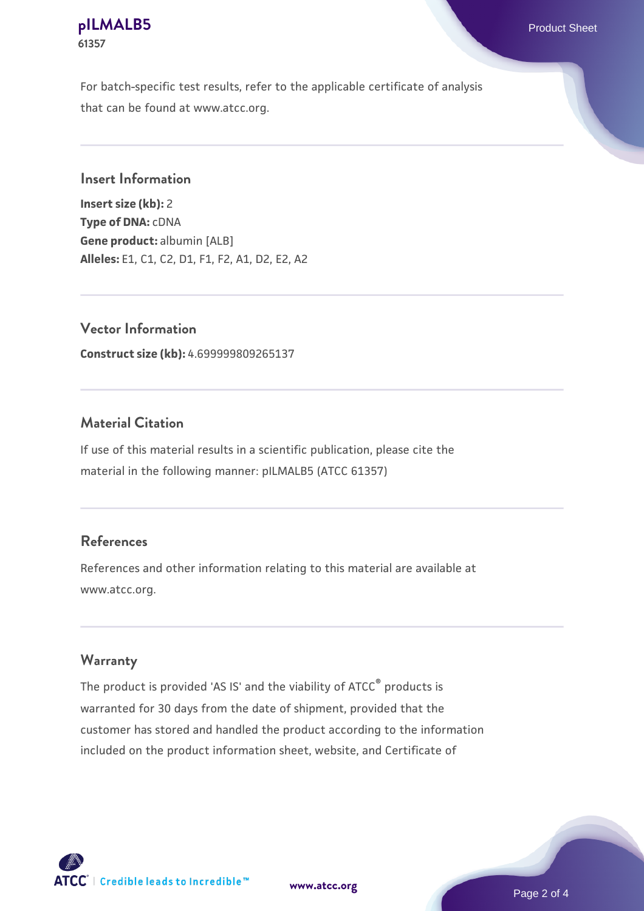For batch-specific test results, refer to the applicable certificate of analysis that can be found at www.atcc.org.

## Insert Information

**Insert size (kb):** 2
**Type of DNA:** cDNA
**Gene product:** albumin [ALB]
**Alleles:** E1, C1, C2, D1, F1, F2, A1, D2, E2, A2

## Vector Information

**Construct size (kb):** 4.699999809265137

## Material Citation

If use of this material results in a scientific publication, please cite the material in the following manner: pILMALB5 (ATCC 61357)

## References

References and other information relating to this material are available at www.atcc.org.

## Warranty

The product is provided 'AS IS' and the viability of ATCC® products is warranted for 30 days from the date of shipment, provided that the customer has stored and handled the product according to the information included on the product information sheet, website, and Certificate of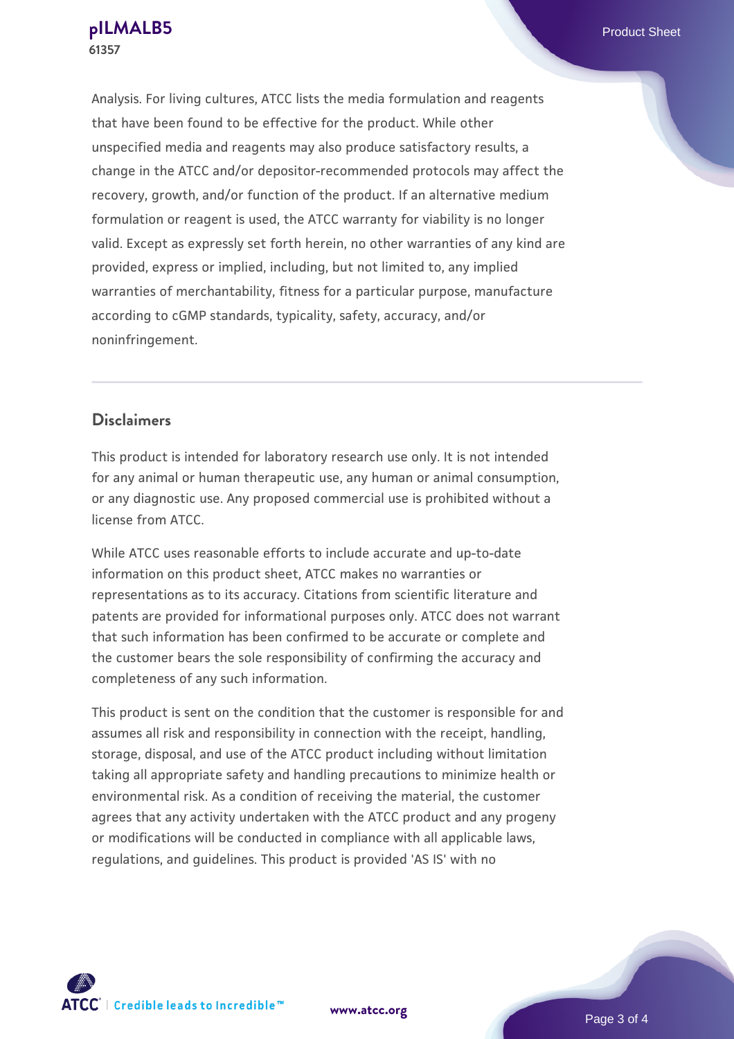Analysis. For living cultures, ATCC lists the media formulation and reagents that have been found to be effective for the product. While other unspecified media and reagents may also produce satisfactory results, a change in the ATCC and/or depositor-recommended protocols may affect the recovery, growth, and/or function of the product. If an alternative medium formulation or reagent is used, the ATCC warranty for viability is no longer valid. Except as expressly set forth herein, no other warranties of any kind are provided, express or implied, including, but not limited to, any implied warranties of merchantability, fitness for a particular purpose, manufacture according to cGMP standards, typicality, safety, accuracy, and/or noninfringement.

## Disclaimers

This product is intended for laboratory research use only. It is not intended for any animal or human therapeutic use, any human or animal consumption, or any diagnostic use. Any proposed commercial use is prohibited without a license from ATCC.

While ATCC uses reasonable efforts to include accurate and up-to-date information on this product sheet, ATCC makes no warranties or representations as to its accuracy. Citations from scientific literature and patents are provided for informational purposes only. ATCC does not warrant that such information has been confirmed to be accurate or complete and the customer bears the sole responsibility of confirming the accuracy and completeness of any such information.

This product is sent on the condition that the customer is responsible for and assumes all risk and responsibility in connection with the receipt, handling, storage, disposal, and use of the ATCC product including without limitation taking all appropriate safety and handling precautions to minimize health or environmental risk. As a condition of receiving the material, the customer agrees that any activity undertaken with the ATCC product and any progeny or modifications will be conducted in compliance with all applicable laws, regulations, and guidelines. This product is provided 'AS IS' with no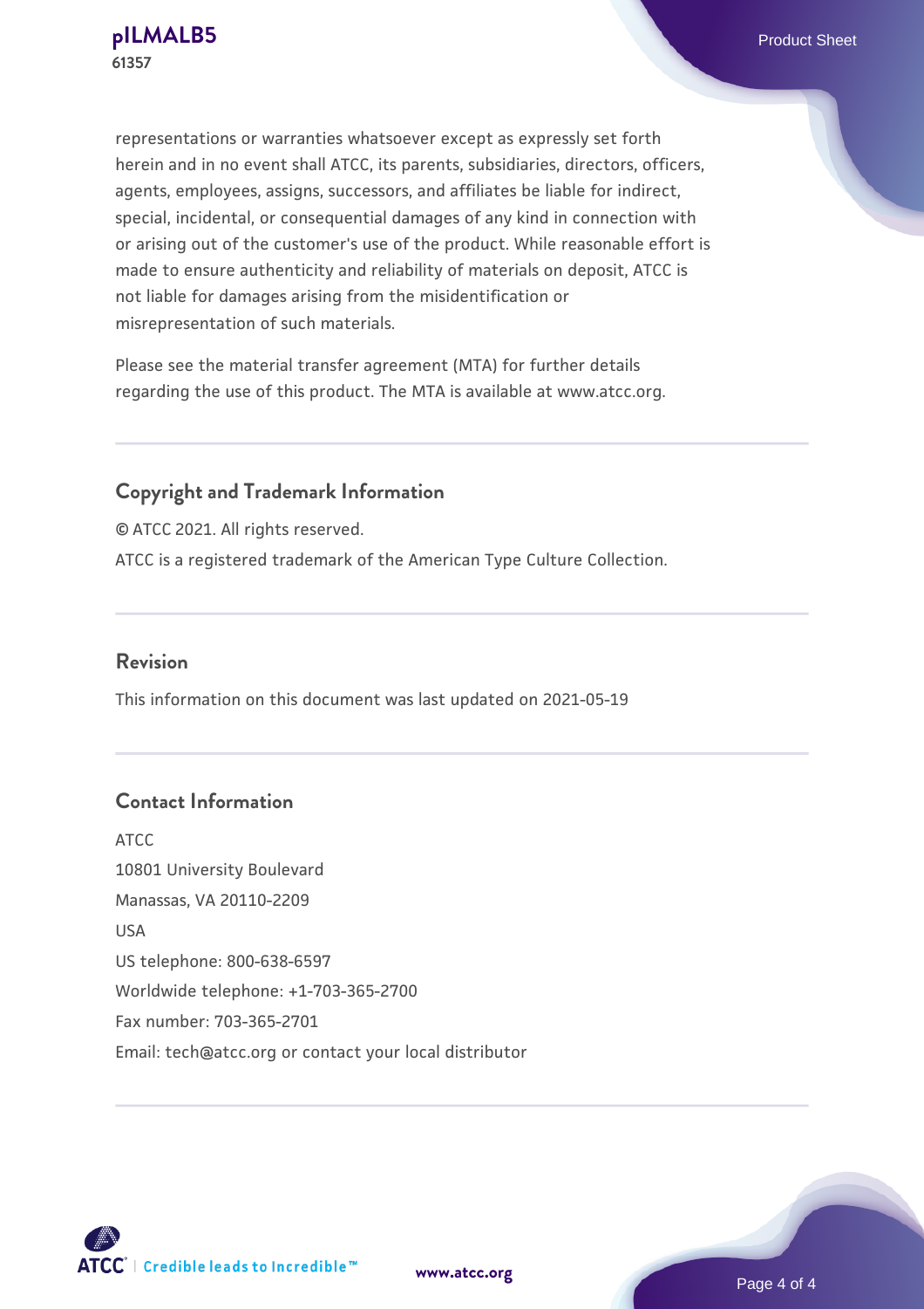representations or warranties whatsoever except as expressly set forth herein and in no event shall ATCC, its parents, subsidiaries, directors, officers, agents, employees, assigns, successors, and affiliates be liable for indirect, special, incidental, or consequential damages of any kind in connection with or arising out of the customer's use of the product. While reasonable effort is made to ensure authenticity and reliability of materials on deposit, ATCC is not liable for damages arising from the misidentification or misrepresentation of such materials.

Please see the material transfer agreement (MTA) for further details regarding the use of this product. The MTA is available at www.atcc.org.

## Copyright and Trademark Information

© ATCC 2021. All rights reserved.

ATCC is a registered trademark of the American Type Culture Collection.

## Revision

This information on this document was last updated on 2021-05-19

## Contact Information

ATCC
10801 University Boulevard
Manassas, VA 20110-2209
USA
US telephone: 800-638-6597
Worldwide telephone: +1-703-365-2700
Fax number: 703-365-2701
Email: tech@atcc.org or contact your local distributor